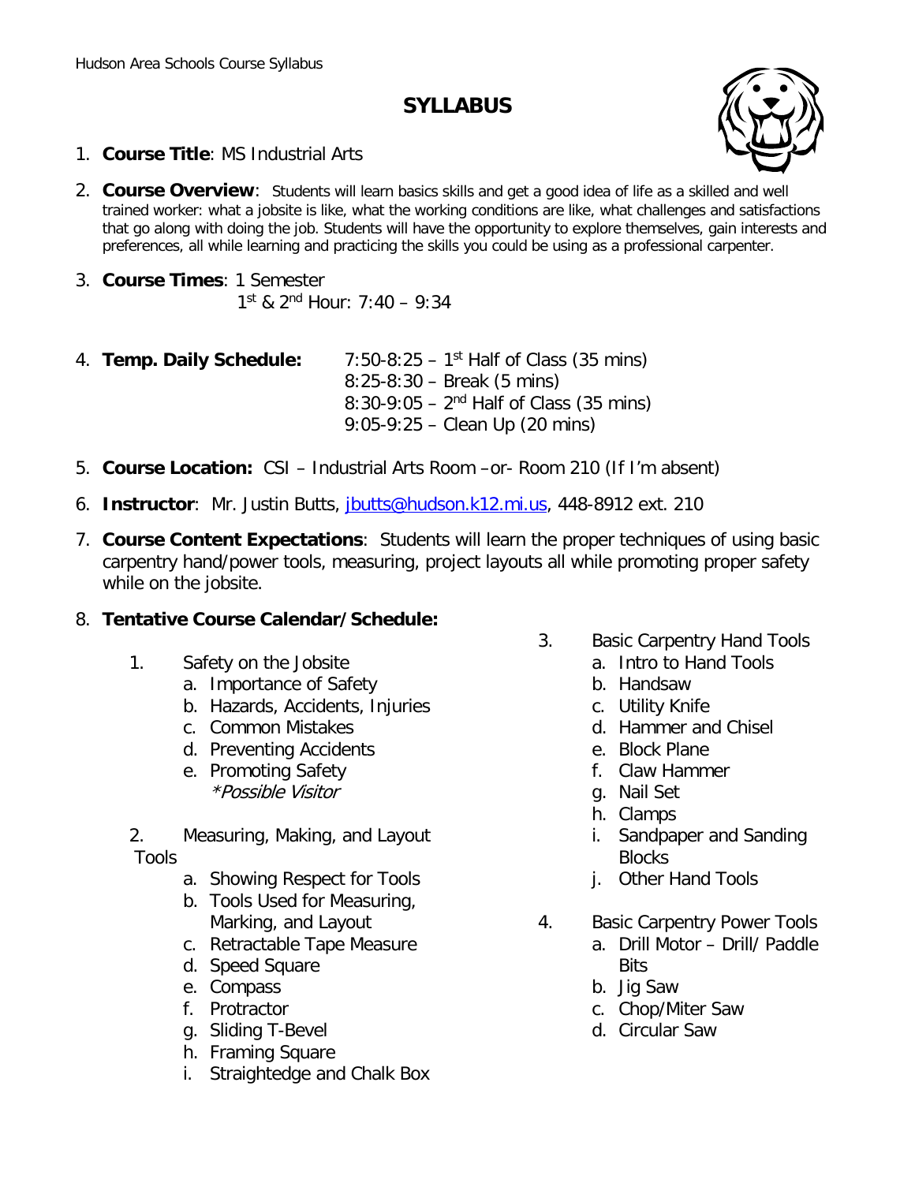Hudson Area Schools Course Syllabus

# SYLLABUS

1. **Course Title**: MS Industrial Arts

2. **Course Overview**: Students will learn basics skills and get a good idea of life as a skilled and well trained worker: what a jobsite is like, what the working conditions are like, what challenges and satisfactions that go along with doing the job. Students will have the opportunity to explore themselves, gain interests and preferences, all while learning and practicing the skills you could be using as a professional carpenter.

3. **Course Times**: 1 Semester
   1st & 2nd Hour: 7:40 – 9:34

4. **Temp. Daily Schedule:**
   7:50-8:25 – 1st Half of Class (35 mins)
   8:25-8:30 – Break (5 mins)
   8:30-9:05 – 2nd Half of Class (35 mins)
   9:05-9:25 – Clean Up (20 mins)

5. **Course Location:** CSI – Industrial Arts Room –or- Room 210 (If I'm absent)

6. **Instructor**: Mr. Justin Butts, jbutts@hudson.k12.mi.us, 448-8912 ext. 210

7. **Course Content Expectations**: Students will learn the proper techniques of using basic carpentry hand/power tools, measuring, project layouts all while promoting proper safety while on the jobsite.

8. **Tentative Course Calendar/Schedule:**

   1. Safety on the Jobsite
      a. Importance of Safety
      b. Hazards, Accidents, Injuries
      c. Common Mistakes
      d. Preventing Accidents
      e. Promoting Safety
         *\*Possible Visitor*

   2. Measuring, Making, and Layout Tools
      a. Showing Respect for Tools
      b. Tools Used for Measuring, Marking, and Layout
      c. Retractable Tape Measure
      d. Speed Square
      e. Compass
      f. Protractor
      g. Sliding T-Bevel
      h. Framing Square
      i. Straightedge and Chalk Box

   3. Basic Carpentry Hand Tools
      a. Intro to Hand Tools
      b. Handsaw
      c. Utility Knife
      d. Hammer and Chisel
      e. Block Plane
      f. Claw Hammer
      g. Nail Set
      h. Clamps
      i. Sandpaper and Sanding Blocks
      j. Other Hand Tools

   4. Basic Carpentry Power Tools
      a. Drill Motor – Drill/ Paddle Bits
      b. Jig Saw
      c. Chop/Miter Saw
      d. Circular Saw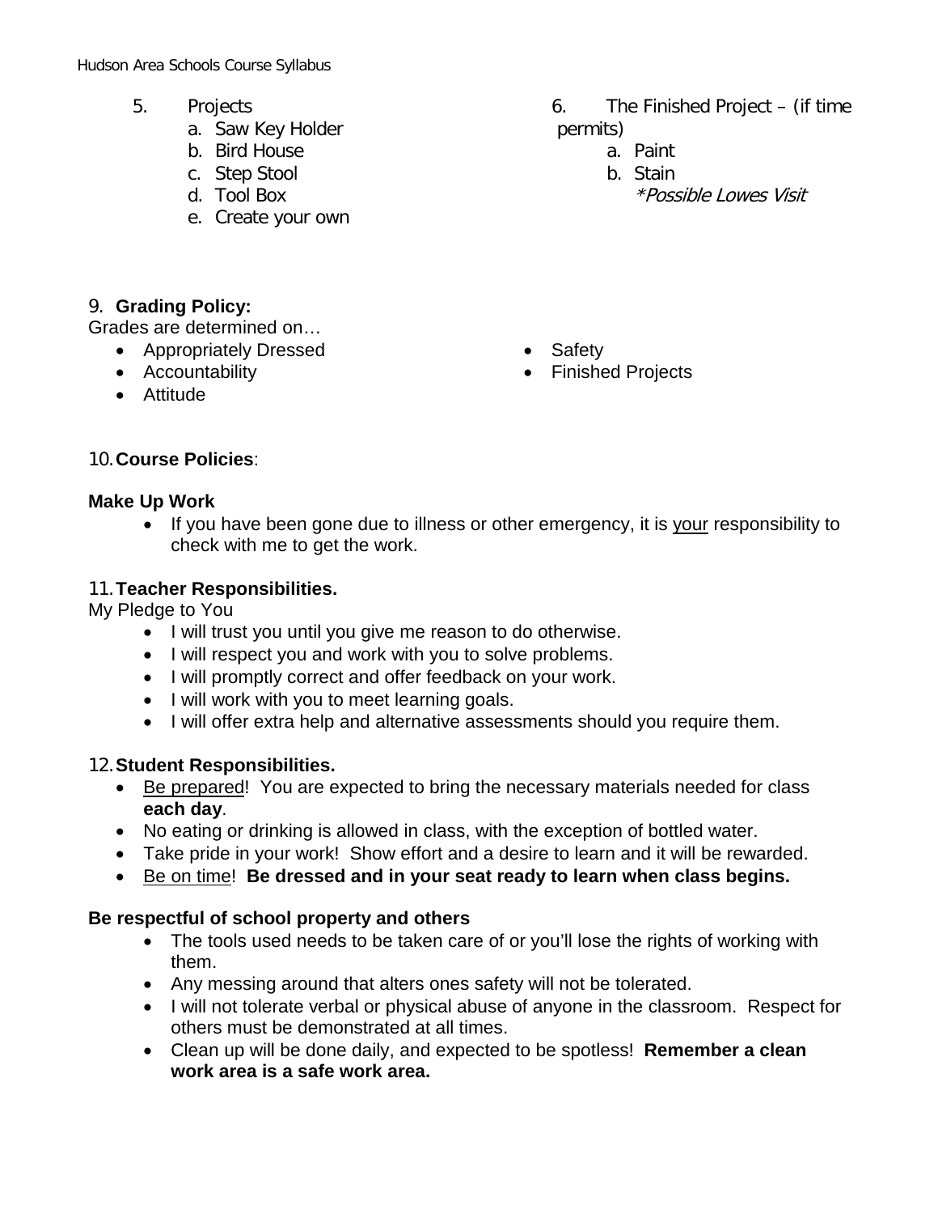5. Projects
   a. Saw Key Holder
   b. Bird House
   c. Step Stool
   d. Tool Box
   e. Create your own

6. The Finished Project – (if time permits)
   a. Paint
   b. Stain
      *\*Possible Lowes Visit*

## 9. **Grading Policy:**

Grades are determined on…

- Appropriately Dressed
- Accountability
- Attitude
- Safety
- Finished Projects

## 10. **Course Policies**:

**Make Up Work**

- If you have been gone due to illness or other emergency, it is <u>your</u> responsibility to check with me to get the work.

## 11. **Teacher Responsibilities.**

My Pledge to You

- I will trust you until you give me reason to do otherwise.
- I will respect you and work with you to solve problems.
- I will promptly correct and offer feedback on your work.
- I will work with you to meet learning goals.
- I will offer extra help and alternative assessments should you require them.

## 12. **Student Responsibilities.**

- <u>Be prepared</u>! You are expected to bring the necessary materials needed for class **each day**.
- No eating or drinking is allowed in class, with the exception of bottled water.
- Take pride in your work! Show effort and a desire to learn and it will be rewarded.
- <u>Be on time</u>! **Be dressed and in your seat ready to learn when class begins.**

**Be respectful of school property and others**

- The tools used needs to be taken care of or you'll lose the rights of working with them.
- Any messing around that alters ones safety will not be tolerated.
- I will not tolerate verbal or physical abuse of anyone in the classroom. Respect for others must be demonstrated at all times.
- Clean up will be done daily, and expected to be spotless! **Remember a clean work area is a safe work area.**